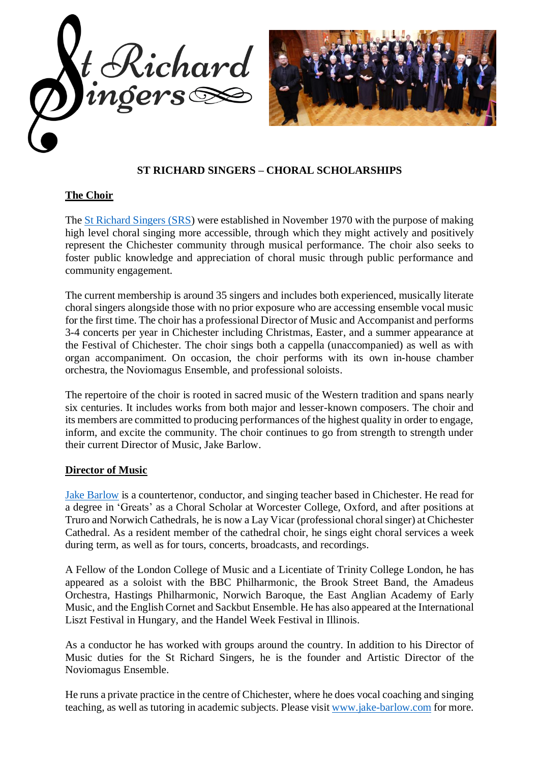# ST RICHARD SINGERS – CHORAL SCHOLARSHIPS

## The Choir

The St Richard Singers (SRS) were established in November 1970 with the purpose of making high level choral singing more accessible, through which they might actively and positively represent the Chichester community through musical performance. The choir also seeks to foster public knowledge and appreciation of choral music through public performance and community engagement.

The current membership is around 35 singers and includes both experienced, musically literate choral singers alongside those with no prior exposure who are accessing ensemble vocal music for the first time. The choir has a professional Director of Music and Accompanist and performs 3-4 concerts per year in Chichester including Christmas, Easter, and a summer appearance at the Festival of Chichester. The choir sings both a cappella (unaccompanied) as well as with organ accompaniment. On occasion, the choir performs with its own in-house chamber orchestra, the Noviomagus Ensemble, and professional soloists.

The repertoire of the choir is rooted in sacred music of the Western tradition and spans nearly six centuries. It includes works from both major and lesser-known composers. The choir and its members are committed to producing performances of the highest quality in order to engage, inform, and excite the community. The choir continues to go from strength to strength under their current Director of Music, Jake Barlow.

## Director of Music

Jake Barlow is a countertenor, conductor, and singing teacher based in Chichester. He read for a degree in 'Greats' as a Choral Scholar at Worcester College, Oxford, and after positions at Truro and Norwich Cathedrals, he is now a Lay Vicar (professional choral singer) at Chichester Cathedral. As a resident member of the cathedral choir, he sings eight choral services a week during term, as well as for tours, concerts, broadcasts, and recordings.

A Fellow of the London College of Music and a Licentiate of Trinity College London, he has appeared as a soloist with the BBC Philharmonic, the Brook Street Band, the Amadeus Orchestra, Hastings Philharmonic, Norwich Baroque, the East Anglian Academy of Early Music, and the English Cornet and Sackbut Ensemble. He has also appeared at the International Liszt Festival in Hungary, and the Handel Week Festival in Illinois.

As a conductor he has worked with groups around the country. In addition to his Director of Music duties for the St Richard Singers, he is the founder and Artistic Director of the Noviomagus Ensemble.

He runs a private practice in the centre of Chichester, where he does vocal coaching and singing teaching, as well as tutoring in academic subjects. Please visit www.jake-barlow.com for more.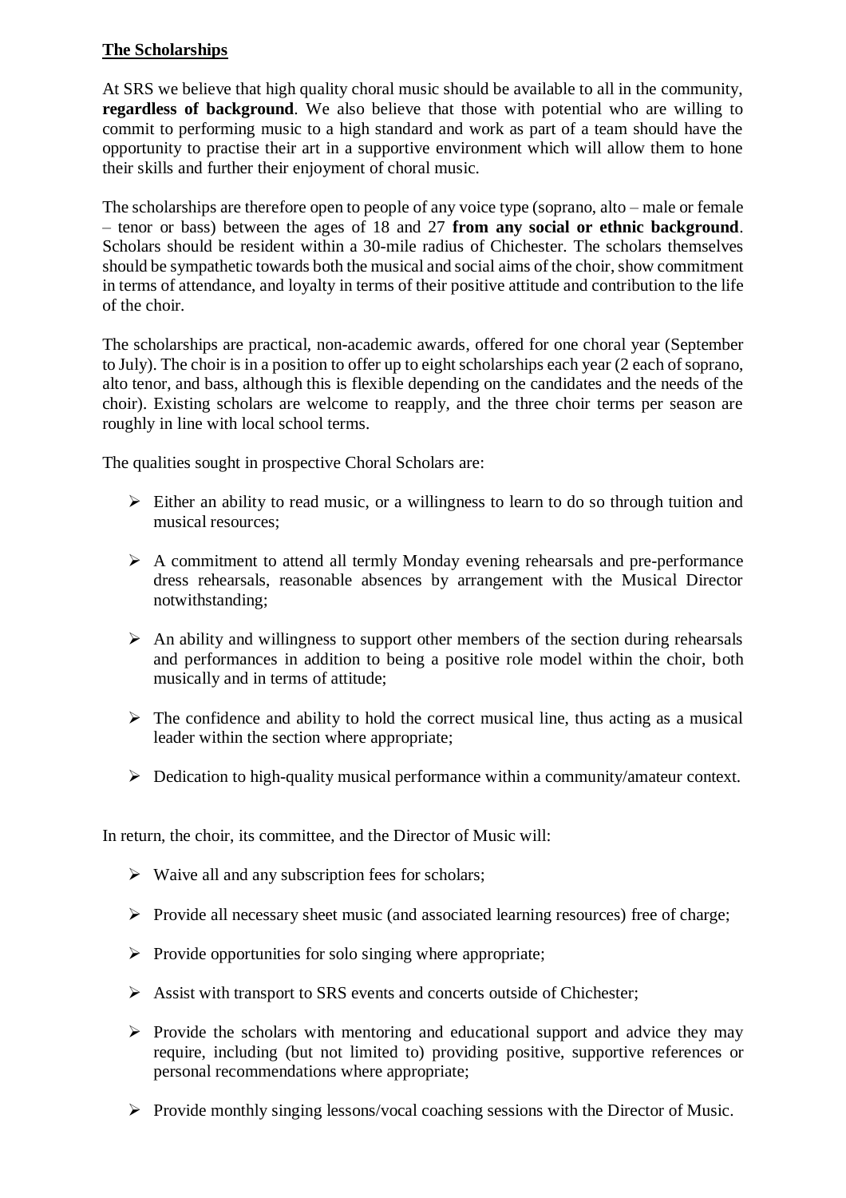## The Scholarships

At SRS we believe that high quality choral music should be available to all in the community, **regardless of background**. We also believe that those with potential who are willing to commit to performing music to a high standard and work as part of a team should have the opportunity to practise their art in a supportive environment which will allow them to hone their skills and further their enjoyment of choral music.

The scholarships are therefore open to people of any voice type (soprano, alto – male or female – tenor or bass) between the ages of 18 and 27 **from any social or ethnic background**. Scholars should be resident within a 30-mile radius of Chichester. The scholars themselves should be sympathetic towards both the musical and social aims of the choir, show commitment in terms of attendance, and loyalty in terms of their positive attitude and contribution to the life of the choir.

The scholarships are practical, non-academic awards, offered for one choral year (September to July). The choir is in a position to offer up to eight scholarships each year (2 each of soprano, alto tenor, and bass, although this is flexible depending on the candidates and the needs of the choir). Existing scholars are welcome to reapply, and the three choir terms per season are roughly in line with local school terms.

The qualities sought in prospective Choral Scholars are:

- Either an ability to read music, or a willingness to learn to do so through tuition and musical resources;
- A commitment to attend all termly Monday evening rehearsals and pre-performance dress rehearsals, reasonable absences by arrangement with the Musical Director notwithstanding;
- An ability and willingness to support other members of the section during rehearsals and performances in addition to being a positive role model within the choir, both musically and in terms of attitude;
- The confidence and ability to hold the correct musical line, thus acting as a musical leader within the section where appropriate;
- Dedication to high-quality musical performance within a community/amateur context.

In return, the choir, its committee, and the Director of Music will:

- Waive all and any subscription fees for scholars;
- Provide all necessary sheet music (and associated learning resources) free of charge;
- Provide opportunities for solo singing where appropriate;
- Assist with transport to SRS events and concerts outside of Chichester;
- Provide the scholars with mentoring and educational support and advice they may require, including (but not limited to) providing positive, supportive references or personal recommendations where appropriate;
- Provide monthly singing lessons/vocal coaching sessions with the Director of Music.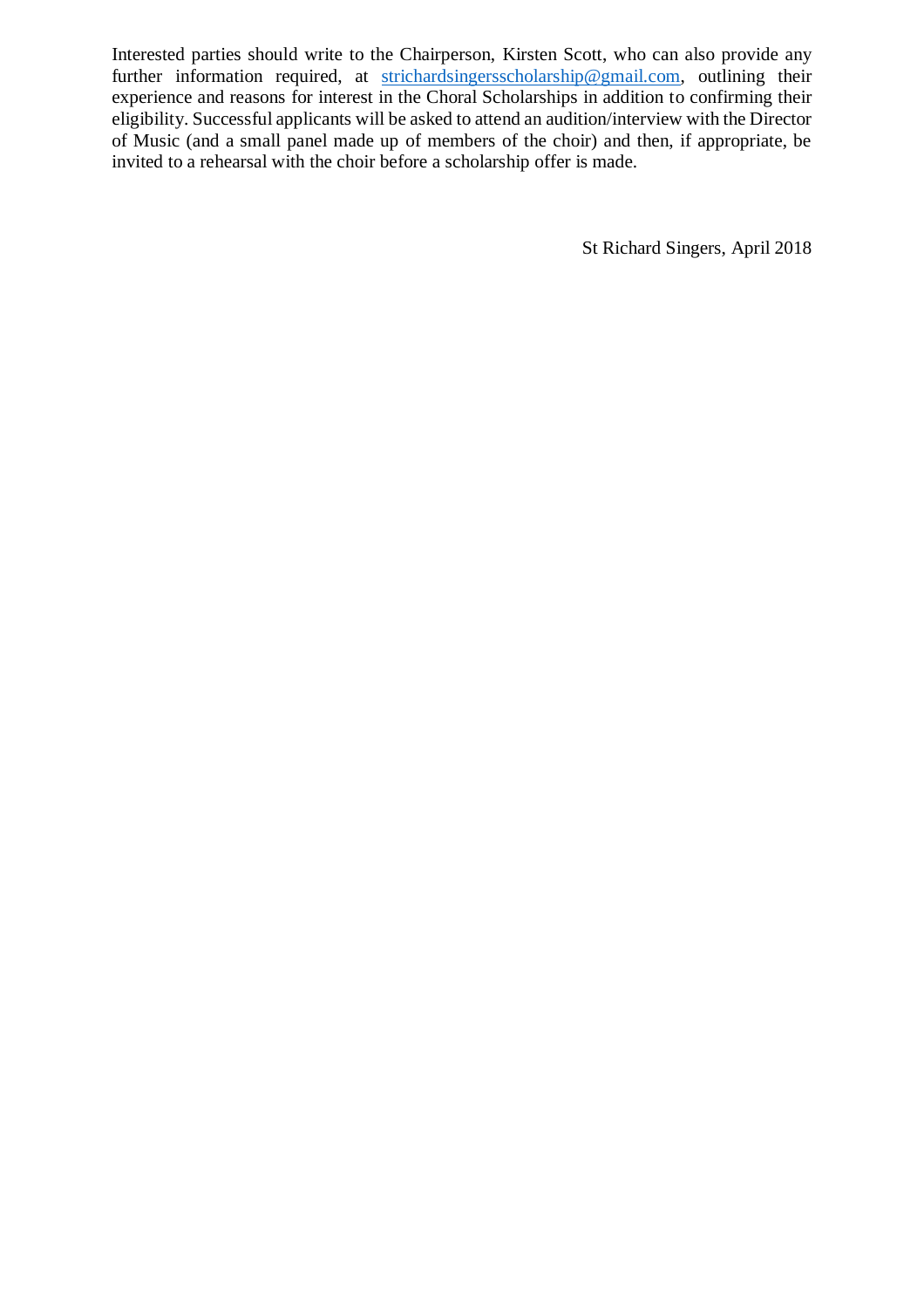Interested parties should write to the Chairperson, Kirsten Scott, who can also provide any further information required, at strichardsingersscholarship@gmail.com, outlining their experience and reasons for interest in the Choral Scholarships in addition to confirming their eligibility. Successful applicants will be asked to attend an audition/interview with the Director of Music (and a small panel made up of members of the choir) and then, if appropriate, be invited to a rehearsal with the choir before a scholarship offer is made.

St Richard Singers, April 2018